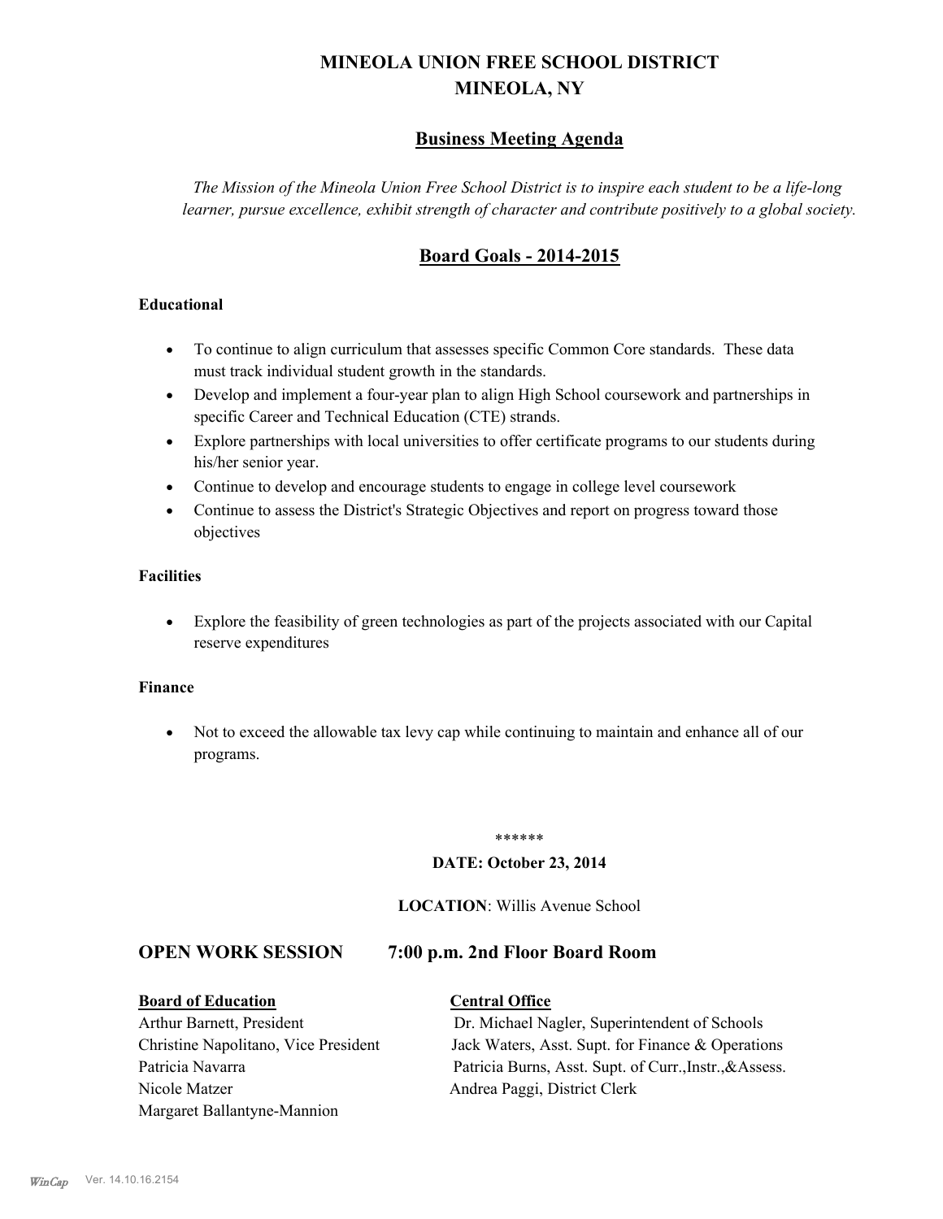# MINEOLA UNION FREE SCHOOL DISTRICT
# MINEOLA, NY

## Business Meeting Agenda

*The Mission of the Mineola Union Free School District is to inspire each student to be a life-long learner, pursue excellence, exhibit strength of character and contribute positively to a global society.*

## Board Goals - 2014-2015

### Educational

- To continue to align curriculum that assesses specific Common Core standards. These data must track individual student growth in the standards.
- Develop and implement a four-year plan to align High School coursework and partnerships in specific Career and Technical Education (CTE) strands.
- Explore partnerships with local universities to offer certificate programs to our students during his/her senior year.
- Continue to develop and encourage students to engage in college level coursework
- Continue to assess the District's Strategic Objectives and report on progress toward those objectives

### Facilities

- Explore the feasibility of green technologies as part of the projects associated with our Capital reserve expenditures

### Finance

- Not to exceed the allowable tax levy cap while continuing to maintain and enhance all of our programs.

******

**DATE: October 23, 2014**

**LOCATION**: Willis Avenue School

## OPEN WORK SESSION 7:00 p.m. 2nd Floor Board Room

**Board of Education**

Arthur Barnett, President
Christine Napolitano, Vice President
Patricia Navarra
Nicole Matzer
Margaret Ballantyne-Mannion

**Central Office**

Dr. Michael Nagler, Superintendent of Schools
Jack Waters, Asst. Supt. for Finance & Operations
Patricia Burns, Asst. Supt. of Curr.,Instr.,&Assess.
Andrea Paggi, District Clerk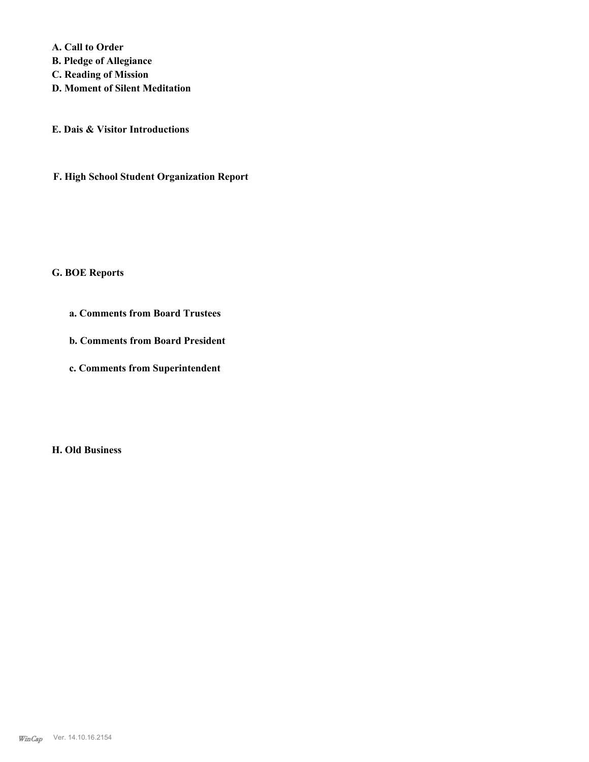**A. Call to Order**
**B. Pledge of Allegiance**
**C. Reading of Mission**
**D. Moment of Silent Meditation**

**E. Dais & Visitor Introductions**

**F. High School Student Organization Report**

**G. BOE Reports**

**a. Comments from Board Trustees**

**b. Comments from Board President**

**c. Comments from Superintendent**

**H. Old Business**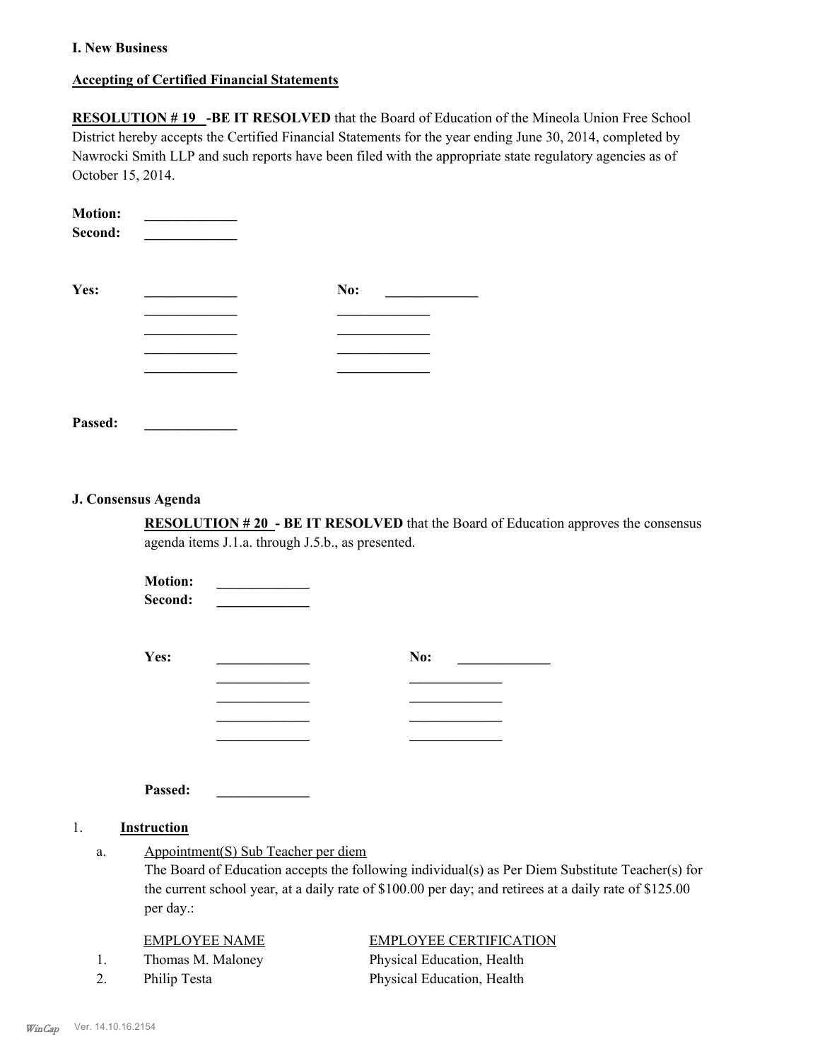**I. New Business**

**Accepting of Certified Financial Statements**

**RESOLUTION # 19 -BE IT RESOLVED** that the Board of Education of the Mineola Union Free School District hereby accepts the Certified Financial Statements for the year ending June 30, 2014, completed by Nawrocki Smith LLP and such reports have been filed with the appropriate state regulatory agencies as of October 15, 2014.

**Motion:** _____________
**Second:** _____________

| **Yes:** | _____________ | **No:** | _____________ |
|---|---|---|---|
| | _____________ | | _____________ |
| | _____________ | | _____________ |
| | _____________ | | _____________ |
| | _____________ | | _____________ |

**Passed:** _____________

**J. Consensus Agenda**

**RESOLUTION # 20 - BE IT RESOLVED** that the Board of Education approves the consensus agenda items J.1.a. through J.5.b., as presented.

**Motion:** _____________
**Second:** _____________

| **Yes:** | _____________ | **No:** | _____________ |
|---|---|---|---|
| | _____________ | | _____________ |
| | _____________ | | _____________ |
| | _____________ | | _____________ |
| | _____________ | | _____________ |

**Passed:** _____________

1. **Instruction**

   a. Appointment(S) Sub Teacher per diem
   The Board of Education accepts the following individual(s) as Per Diem Substitute Teacher(s) for the current school year, at a daily rate of $100.00 per day; and retirees at a daily rate of $125.00 per day.:

| | EMPLOYEE NAME | EMPLOYEE CERTIFICATION |
|---|---|---|
| 1. | Thomas M. Maloney | Physical Education, Health |
| 2. | Philip Testa | Physical Education, Health |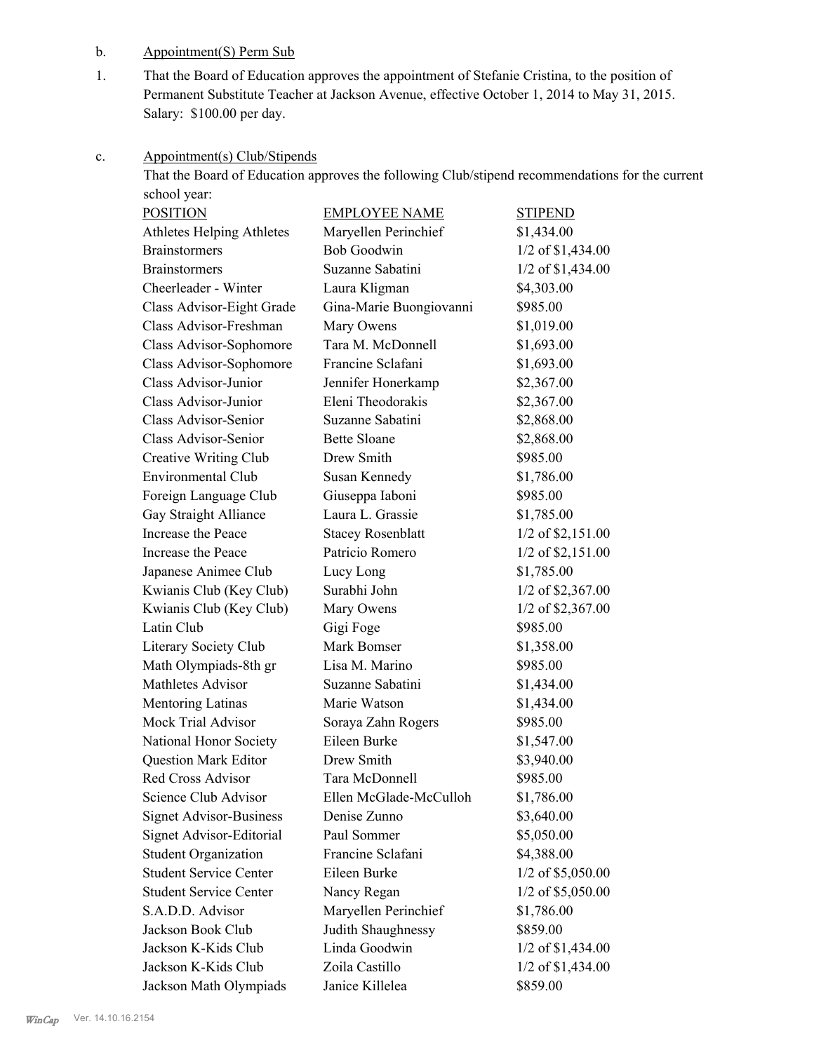b. Appointment(S) Perm Sub

1. That the Board of Education approves the appointment of Stefanie Cristina, to the position of Permanent Substitute Teacher at Jackson Avenue, effective October 1, 2014 to May 31, 2015. Salary: $100.00 per day.

c. Appointment(s) Club/Stipends

That the Board of Education approves the following Club/stipend recommendations for the current school year:

| POSITION | EMPLOYEE NAME | STIPEND |
|---|---|---|
| Athletes Helping Athletes | Maryellen Perinchief | $1,434.00 |
| Brainstormers | Bob Goodwin | 1/2 of $1,434.00 |
| Brainstormers | Suzanne Sabatini | 1/2 of $1,434.00 |
| Cheerleader - Winter | Laura Kligman | $4,303.00 |
| Class Advisor-Eight Grade | Gina-Marie Buongiovanni | $985.00 |
| Class Advisor-Freshman | Mary Owens | $1,019.00 |
| Class Advisor-Sophomore | Tara M. McDonnell | $1,693.00 |
| Class Advisor-Sophomore | Francine Sclafani | $1,693.00 |
| Class Advisor-Junior | Jennifer Honerkamp | $2,367.00 |
| Class Advisor-Junior | Eleni Theodorakis | $2,367.00 |
| Class Advisor-Senior | Suzanne Sabatini | $2,868.00 |
| Class Advisor-Senior | Bette Sloane | $2,868.00 |
| Creative Writing Club | Drew Smith | $985.00 |
| Environmental Club | Susan Kennedy | $1,786.00 |
| Foreign Language Club | Giuseppa Iaboni | $985.00 |
| Gay Straight Alliance | Laura L. Grassie | $1,785.00 |
| Increase the Peace | Stacey Rosenblatt | 1/2 of $2,151.00 |
| Increase the Peace | Patricio Romero | 1/2 of $2,151.00 |
| Japanese Animee Club | Lucy Long | $1,785.00 |
| Kwianis Club (Key Club) | Surabhi John | 1/2 of $2,367.00 |
| Kwianis Club (Key Club) | Mary Owens | 1/2 of $2,367.00 |
| Latin Club | Gigi Foge | $985.00 |
| Literary Society Club | Mark Bomser | $1,358.00 |
| Math Olympiads-8th gr | Lisa M. Marino | $985.00 |
| Mathletes Advisor | Suzanne Sabatini | $1,434.00 |
| Mentoring Latinas | Marie Watson | $1,434.00 |
| Mock Trial Advisor | Soraya Zahn Rogers | $985.00 |
| National Honor Society | Eileen Burke | $1,547.00 |
| Question Mark Editor | Drew Smith | $3,940.00 |
| Red Cross Advisor | Tara McDonnell | $985.00 |
| Science Club Advisor | Ellen McGlade-McCulloh | $1,786.00 |
| Signet Advisor-Business | Denise Zunno | $3,640.00 |
| Signet Advisor-Editorial | Paul Sommer | $5,050.00 |
| Student Organization | Francine Sclafani | $4,388.00 |
| Student Service Center | Eileen Burke | 1/2 of $5,050.00 |
| Student Service Center | Nancy Regan | 1/2 of $5,050.00 |
| S.A.D.D. Advisor | Maryellen Perinchief | $1,786.00 |
| Jackson Book Club | Judith Shaughnessy | $859.00 |
| Jackson K-Kids Club | Linda Goodwin | 1/2 of $1,434.00 |
| Jackson K-Kids Club | Zoila Castillo | 1/2 of $1,434.00 |
| Jackson Math Olympiads | Janice Killelea | $859.00 |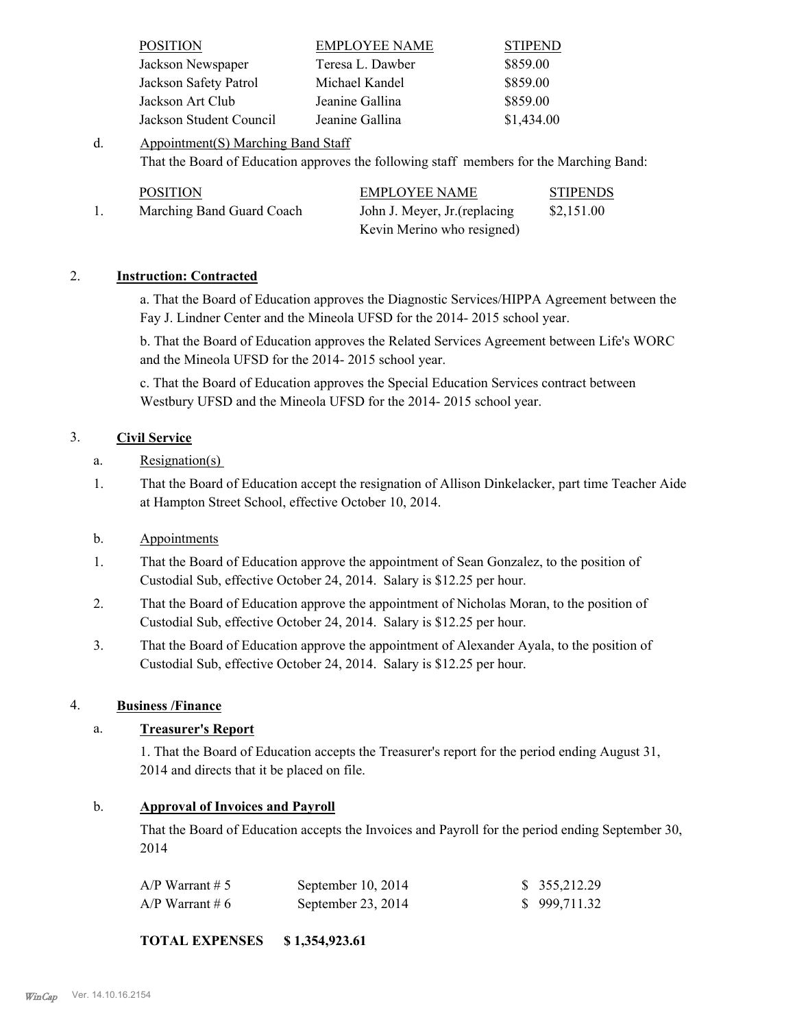| POSITION | EMPLOYEE NAME | STIPEND |
|---|---|---|
| Jackson Newspaper | Teresa L. Dawber | $859.00 |
| Jackson Safety Patrol | Michael Kandel | $859.00 |
| Jackson Art Club | Jeanine Gallina | $859.00 |
| Jackson Student Council | Jeanine Gallina | $1,434.00 |

d. Appointment(S) Marching Band Staff

That the Board of Education approves the following staff members for the Marching Band:

| | POSITION | EMPLOYEE NAME | STIPENDS |
|---|---|---|---|
| 1. | Marching Band Guard Coach | John J. Meyer, Jr.(replacing Kevin Merino who resigned) | $2,151.00 |

2. **Instruction: Contracted**

a. That the Board of Education approves the Diagnostic Services/HIPPA Agreement between the Fay J. Lindner Center and the Mineola UFSD for the 2014- 2015 school year.

b. That the Board of Education approves the Related Services Agreement between Life's WORC and the Mineola UFSD for the 2014- 2015 school year.

c. That the Board of Education approves the Special Education Services contract between Westbury UFSD and the Mineola UFSD for the 2014- 2015 school year.

3. **Civil Service**

a. Resignation(s)

1. That the Board of Education accept the resignation of Allison Dinkelacker, part time Teacher Aide at Hampton Street School, effective October 10, 2014.

b. Appointments

1. That the Board of Education approve the appointment of Sean Gonzalez, to the position of Custodial Sub, effective October 24, 2014. Salary is $12.25 per hour.
2. That the Board of Education approve the appointment of Nicholas Moran, to the position of Custodial Sub, effective October 24, 2014. Salary is $12.25 per hour.
3. That the Board of Education approve the appointment of Alexander Ayala, to the position of Custodial Sub, effective October 24, 2014. Salary is $12.25 per hour.

4. **Business /Finance**

a. **Treasurer's Report**

1. That the Board of Education accepts the Treasurer's report for the period ending August 31, 2014 and directs that it be placed on file.

b. **Approval of Invoices and Payroll**

That the Board of Education accepts the Invoices and Payroll for the period ending September 30, 2014

| | | |
|---|---|---|
| A/P Warrant # 5 | September 10, 2014 | $ 355,212.29 |
| A/P Warrant # 6 | September 23, 2014 | $ 999,711.32 |

**TOTAL EXPENSES $ 1,354,923.61**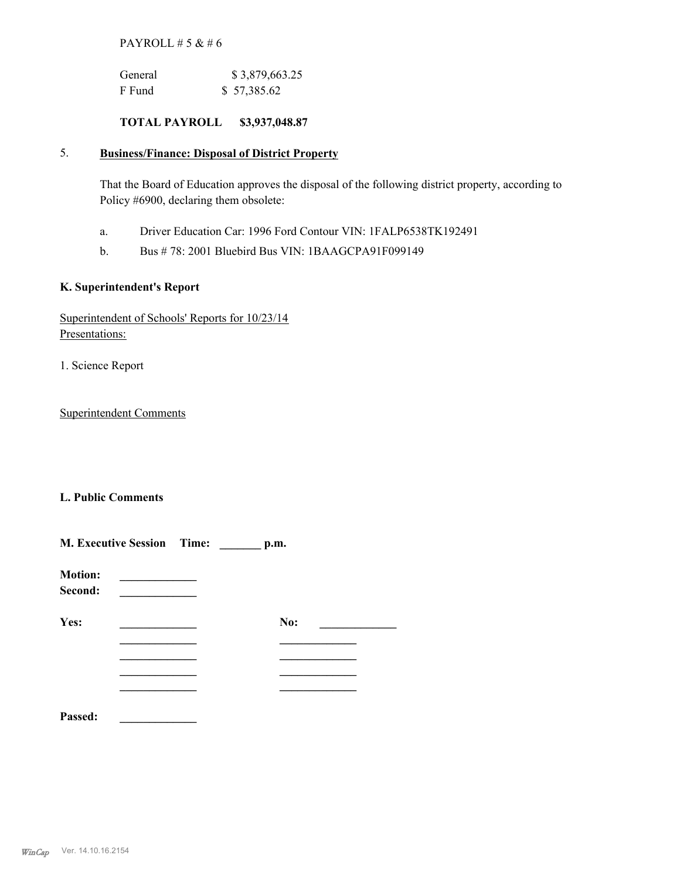PAYROLL # 5 & # 6

| | |
|---|---|
| General | $ 3,879,663.25 |
| F Fund | $ 57,385.62 |

**TOTAL PAYROLL $3,937,048.87**

5. **Business/Finance: Disposal of District Property**

That the Board of Education approves the disposal of the following district property, according to Policy #6900, declaring them obsolete:

a. Driver Education Car: 1996 Ford Contour VIN: 1FALP6538TK192491

b. Bus # 78: 2001 Bluebird Bus VIN: 1BAAGCPA91F099149

**K. Superintendent's Report**

Superintendent of Schools' Reports for 10/23/14
Presentations:

1. Science Report

Superintendent Comments

**L. Public Comments**

**M. Executive Session Time: _______ p.m.**

**Motion:** _____________
**Second:** _____________

| **Yes:** | | **No:** |
|---|---|---|
| _____________ | | _____________ |
| _____________ | | _____________ |
| _____________ | | _____________ |
| _____________ | | _____________ |
| _____________ | | _____________ |

**Passed:** _____________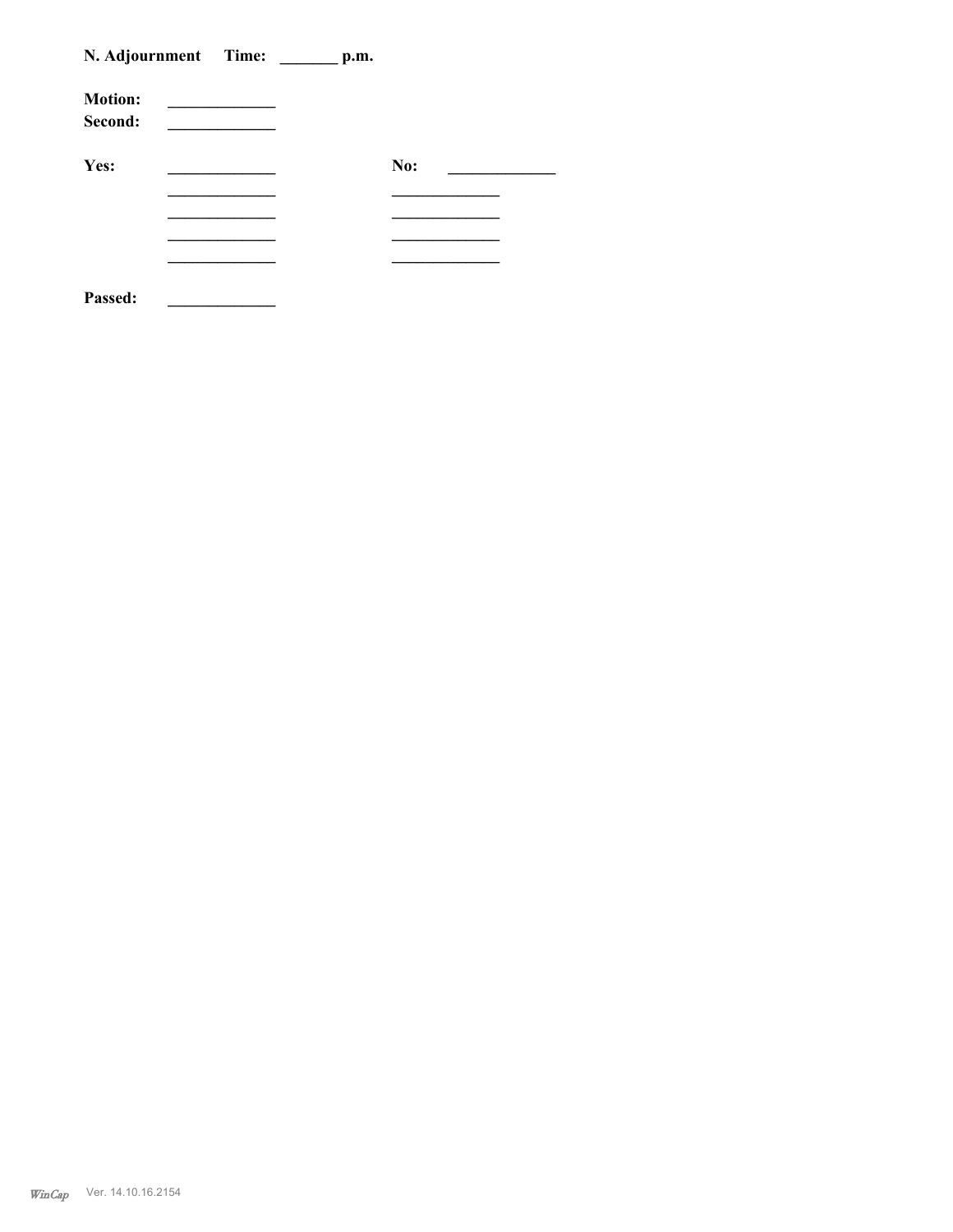**N. Adjournment Time: _______ p.m.**

**Motion:** _____________
**Second:** _____________

**Yes:** _____________ **No:** _____________

_____________ _____________
_____________ _____________
_____________ _____________
_____________ _____________

**Passed:** _____________